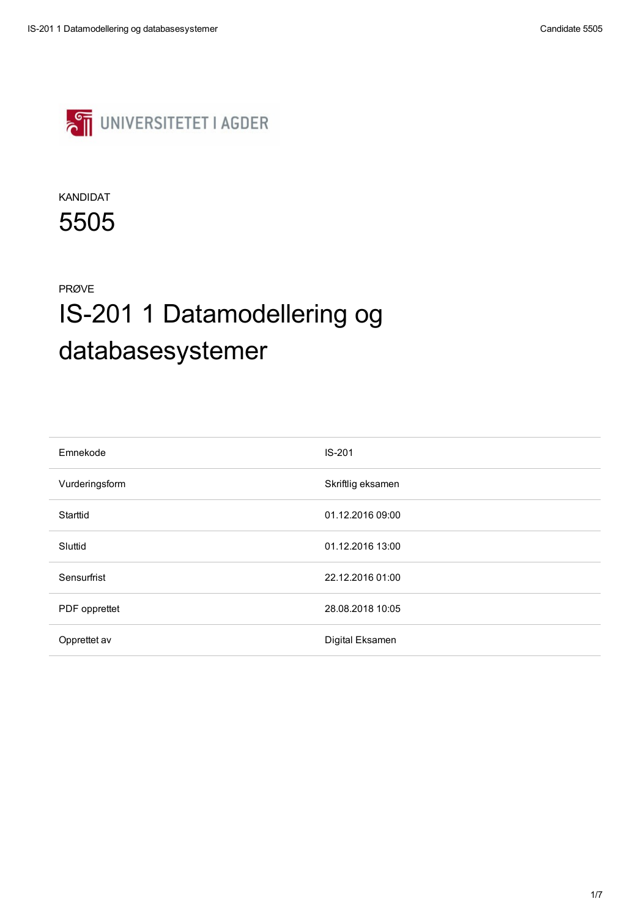UNIVERSITETET I AGDER

KANDIDAT

# 5505

PRØVE

# IS-201 1 Datamodellering og databasesystemer

| | |
|---|---|
| Emnekode | IS-201 |
| Vurderingsform | Skriftlig eksamen |
| Starttid | 01.12.2016 09:00 |
| Sluttid | 01.12.2016 13:00 |
| Sensurfrist | 22.12.2016 01:00 |
| PDF opprettet | 28.08.2018 10:05 |
| Opprettet av | Digital Eksamen |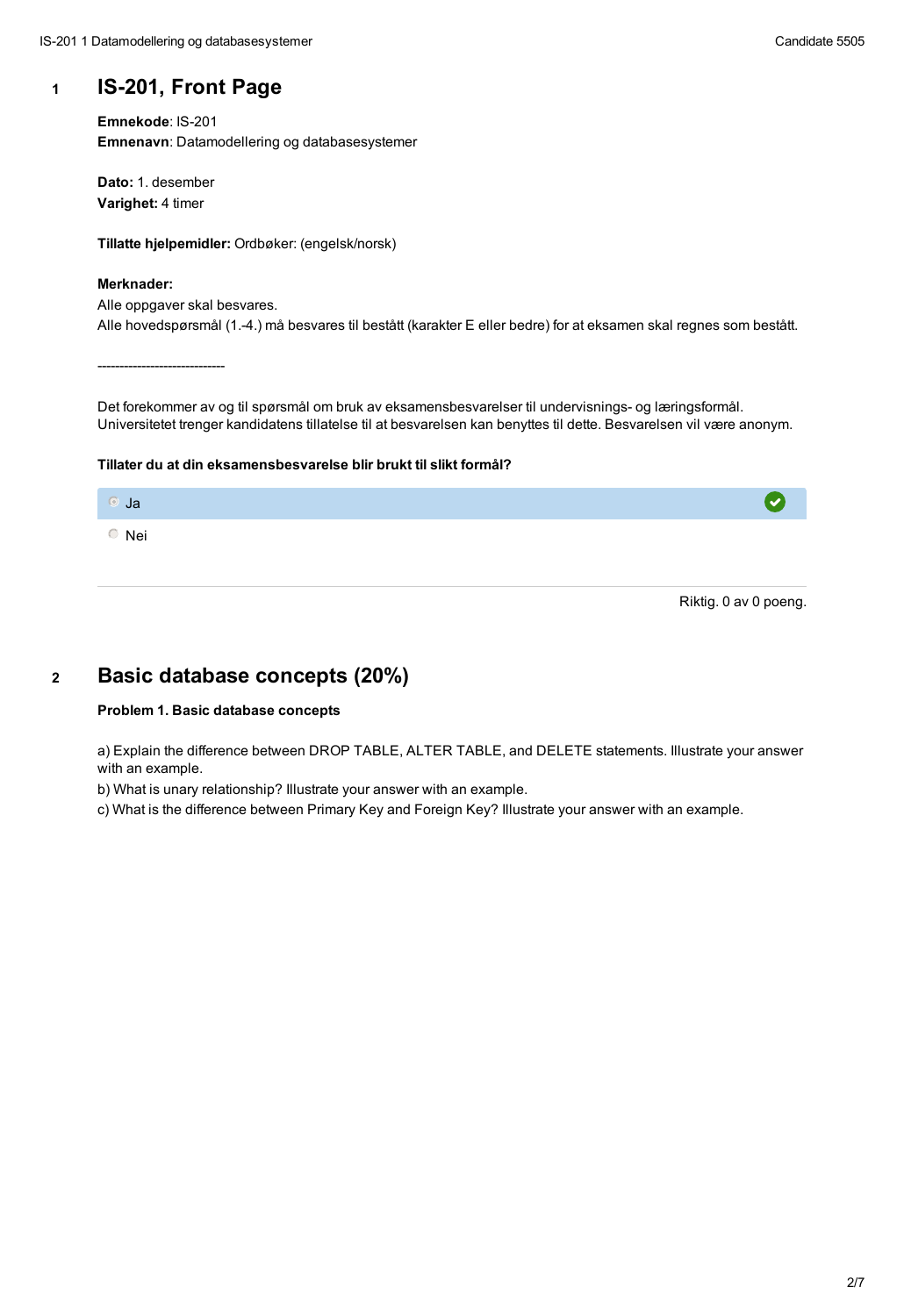## 1 IS-201, Front Page

**Emnekode**: IS-201
**Emnenavn**: Datamodellering og databasesystemer

**Dato:** 1. desember
**Varighet:** 4 timer

**Tillatte hjelpemidler:** Ordbøker: (engelsk/norsk)

**Merknader:**
Alle oppgaver skal besvares.
Alle hovedspørsmål (1.-4.) må besvares til bestått (karakter E eller bedre) for at eksamen skal regnes som bestått.

-----------------------------

Det forekommer av og til spørsmål om bruk av eksamensbesvarelser til undervisnings- og læringsformål. Universitetet trenger kandidatens tillatelse til at besvarelsen kan benyttes til dette. Besvarelsen vil være anonym.

**Tillater du at din eksamensbesvarelse blir brukt til slikt formål?**

- [x] Ja
- [ ] Nei

Riktig. 0 av 0 poeng.

## 2 Basic database concepts (20%)

**Problem 1. Basic database concepts**

a) Explain the difference between DROP TABLE, ALTER TABLE, and DELETE statements. Illustrate your answer with an example.

b) What is unary relationship? Illustrate your answer with an example.

c) What is the difference between Primary Key and Foreign Key? Illustrate your answer with an example.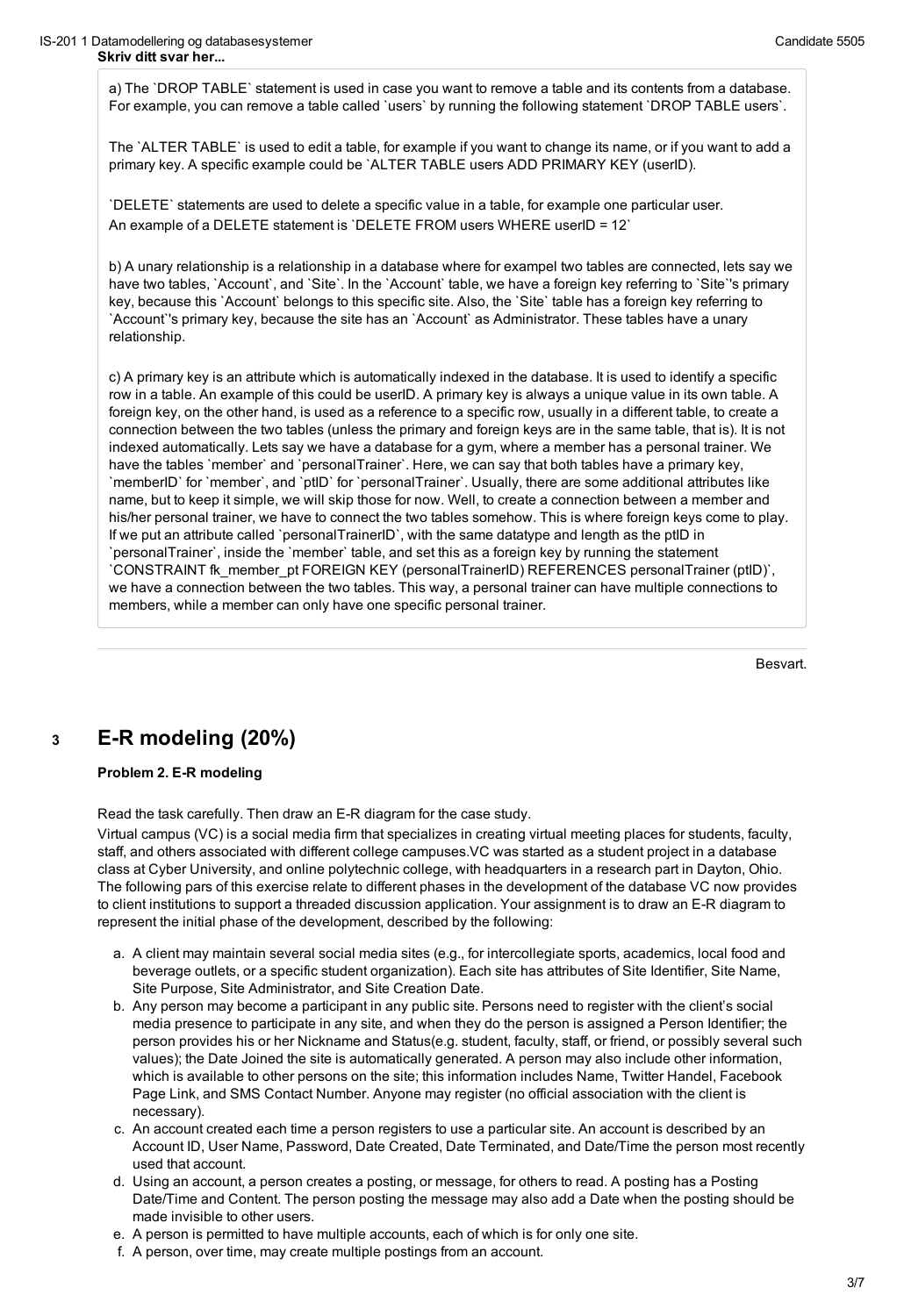**Skriv ditt svar her...**

a) The `DROP TABLE` statement is used in case you want to remove a table and its contents from a database. For example, you can remove a table called `users` by running the following statement `DROP TABLE users`.

The `ALTER TABLE` is used to edit a table, for example if you want to change its name, or if you want to add a primary key. A specific example could be `ALTER TABLE users ADD PRIMARY KEY (userID).

`DELETE` statements are used to delete a specific value in a table, for example one particular user. An example of a DELETE statement is `DELETE FROM users WHERE userID = 12`

b) A unary relationship is a relationship in a database where for exampel two tables are connected, lets say we have two tables, `Account`, and `Site`. In the `Account` table, we have a foreign key referring to `Site`'s primary key, because this `Account` belongs to this specific site. Also, the `Site` table has a foreign key referring to `Account`'s primary key, because the site has an `Account` as Administrator. These tables have a unary relationship.

c) A primary key is an attribute which is automatically indexed in the database. It is used to identify a specific row in a table. An example of this could be userID. A primary key is always a unique value in its own table. A foreign key, on the other hand, is used as a reference to a specific row, usually in a different table, to create a connection between the two tables (unless the primary and foreign keys are in the same table, that is). It is not indexed automatically. Lets say we have a database for a gym, where a member has a personal trainer. We have the tables `member` and `personalTrainer`. Here, we can say that both tables have a primary key, `memberID` for `member`, and `ptID` for `personalTrainer`. Usually, there are some additional attributes like name, but to keep it simple, we will skip those for now. Well, to create a connection between a member and his/her personal trainer, we have to connect the two tables somehow. This is where foreign keys come to play. If we put an attribute called `personalTrainerID`, with the same datatype and length as the ptID in `personalTrainer`, inside the `member` table, and set this as a foreign key by running the statement `CONSTRAINT fk_member_pt FOREIGN KEY (personalTrainerID) REFERENCES personalTrainer (ptID)`, we have a connection between the two tables. This way, a personal trainer can have multiple connections to members, while a member can only have one specific personal trainer.

Besvart.

## 3 E-R modeling (20%)

**Problem 2. E-R modeling**

Read the task carefully. Then draw an E-R diagram for the case study.

Virtual campus (VC) is a social media firm that specializes in creating virtual meeting places for students, faculty, staff, and others associated with different college campuses.VC was started as a student project in a database class at Cyber University, and online polytechnic college, with headquarters in a research part in Dayton, Ohio. The following pars of this exercise relate to different phases in the development of the database VC now provides to client institutions to support a threaded discussion application. Your assignment is to draw an E-R diagram to represent the initial phase of the development, described by the following:

a. A client may maintain several social media sites (e.g., for intercollegiate sports, academics, local food and beverage outlets, or a specific student organization). Each site has attributes of Site Identifier, Site Name, Site Purpose, Site Administrator, and Site Creation Date.
b. Any person may become a participant in any public site. Persons need to register with the client's social media presence to participate in any site, and when they do the person is assigned a Person Identifier; the person provides his or her Nickname and Status(e.g. student, faculty, staff, or friend, or possibly several such values); the Date Joined the site is automatically generated. A person may also include other information, which is available to other persons on the site; this information includes Name, Twitter Handel, Facebook Page Link, and SMS Contact Number. Anyone may register (no official association with the client is necessary).
c. An account created each time a person registers to use a particular site. An account is described by an Account ID, User Name, Password, Date Created, Date Terminated, and Date/Time the person most recently used that account.
d. Using an account, a person creates a posting, or message, for others to read. A posting has a Posting Date/Time and Content. The person posting the message may also add a Date when the posting should be made invisible to other users.
e. A person is permitted to have multiple accounts, each of which is for only one site.
f. A person, over time, may create multiple postings from an account.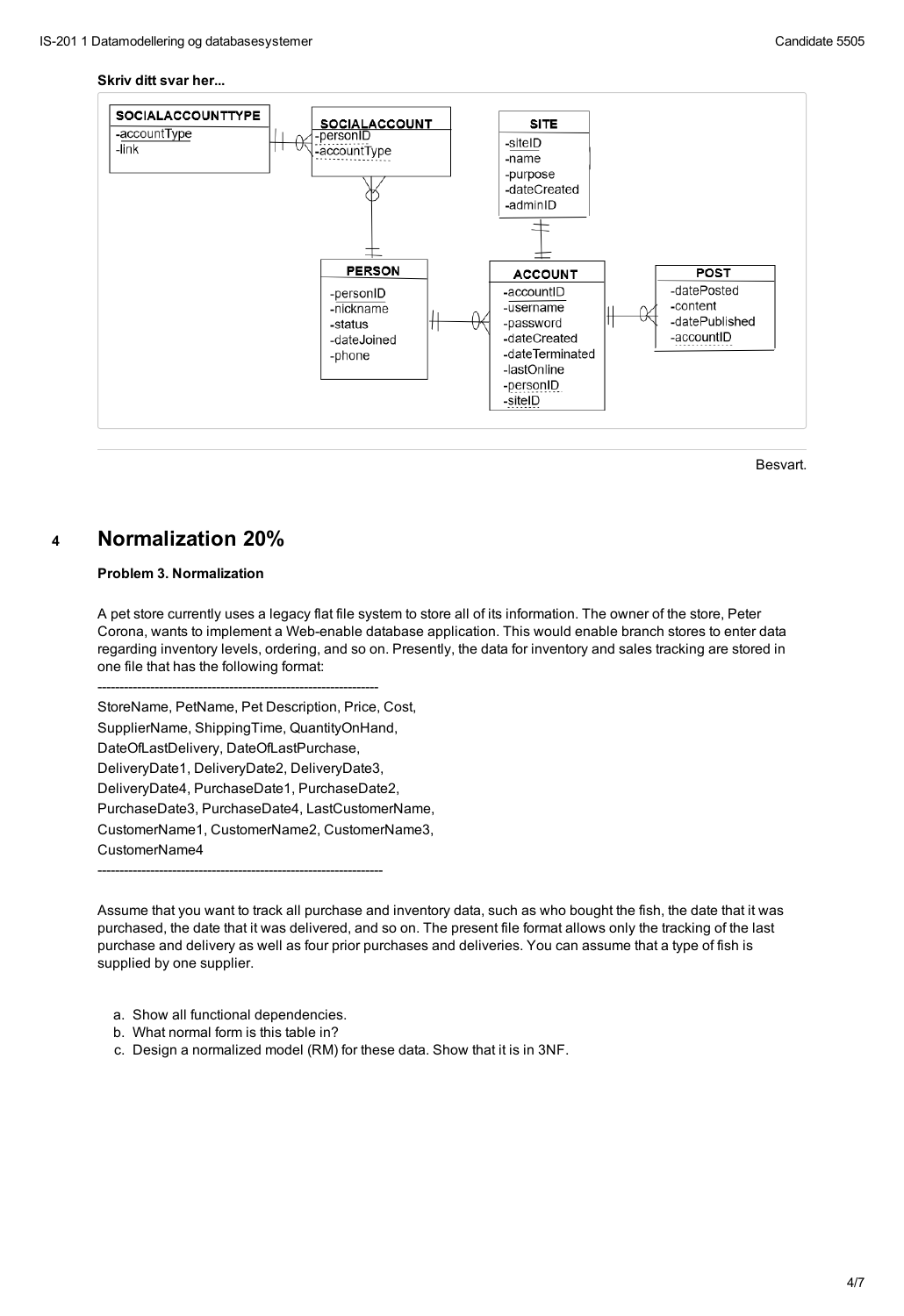**Skriv ditt svar her...**

**SOCIALACCOUNTTYPE**
- -accountType
- -link

**SOCIALACCOUNT**
- -personID
- -accountType

**SITE**
- -siteID
- -name
- -purpose
- -dateCreated
- -adminID

**PERSON**
- -personID
- -nickname
- -status
- -dateJoined
- -phone

**ACCOUNT**
- -accountID
- -username
- -password
- -dateCreated
- -dateTerminated
- -lastOnline
- -personID
- -siteID

**POST**
- -datePosted
- -content
- -datePublished
- -accountID

Besvart.

## 4 Normalization 20%

**Problem 3. Normalization**

A pet store currently uses a legacy flat file system to store all of its information. The owner of the store, Peter Corona, wants to implement a Web-enable database application. This would enable branch stores to enter data regarding inventory levels, ordering, and so on. Presently, the data for inventory and sales tracking are stored in one file that has the following format:

----------------------------------------------------------------

StoreName, PetName, Pet Description, Price, Cost,
SupplierName, ShippingTime, QuantityOnHand,
DateOfLastDelivery, DateOfLastPurchase,
DeliveryDate1, DeliveryDate2, DeliveryDate3,
DeliveryDate4, PurchaseDate1, PurchaseDate2,
PurchaseDate3, PurchaseDate4, LastCustomerName,
CustomerName1, CustomerName2, CustomerName3,
CustomerName4

----------------------------------------------------------------

Assume that you want to track all purchase and inventory data, such as who bought the fish, the date that it was purchased, the date that it was delivered, and so on. The present file format allows only the tracking of the last purchase and delivery as well as four prior purchases and deliveries. You can assume that a type of fish is supplied by one supplier.

a. Show all functional dependencies.
b. What normal form is this table in?
c. Design a normalized model (RM) for these data. Show that it is in 3NF.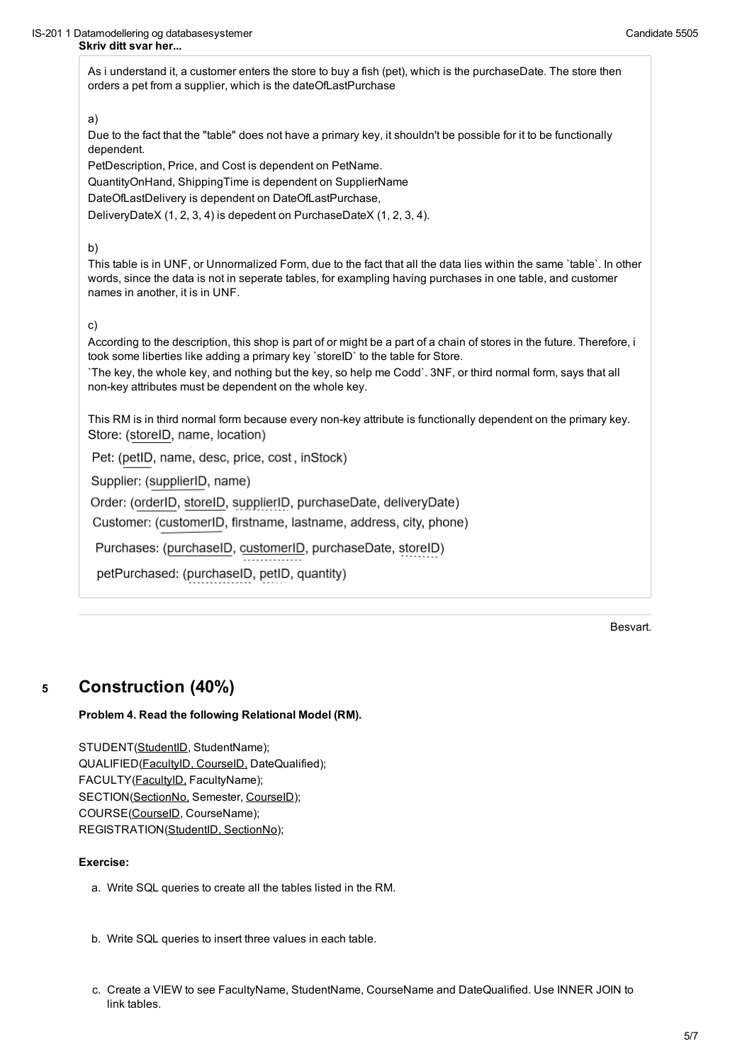**Skriv ditt svar her...**

As i understand it, a customer enters the store to buy a fish (pet), which is the purchaseDate. The store then orders a pet from a supplier, which is the dateOfLastPurchase

a)

Due to the fact that the "table" does not have a primary key, it shouldn't be possible for it to be functionally dependent.

PetDescription, Price, and Cost is dependent on PetName.

QuantityOnHand, ShippingTime is dependent on SupplierName

DateOfLastDelivery is dependent on DateOfLastPurchase,

DeliveryDateX (1, 2, 3, 4) is depedent on PurchaseDateX (1, 2, 3, 4).

b)

This table is in UNF, or Unnormalized Form, due to the fact that all the data lies within the same `table`. In other words, since the data is not in seperate tables, for exampling having purchases in one table, and customer names in another, it is in UNF.

c)

According to the description, this shop is part of or might be a part of a chain of stores in the future. Therefore, i took some liberties like adding a primary key `storeID` to the table for Store.

`The key, the whole key, and nothing but the key, so help me Codd`. 3NF, or third normal form, says that all non-key attributes must be dependent on the whole key.

This RM is in third normal form because every non-key attribute is functionally dependent on the primary key.

Store: (<u>storeID</u>, name, location)

Pet: (<u>petID</u>, name, desc, price, cost , inStock)

Supplier: (<u>supplierID</u>, name)

Order: (<u>orderID</u>, <u>storeID</u>, supplierID, purchaseDate, deliveryDate)

Customer: (<u>customerID</u>, firstname, lastname, address, city, phone)

Purchases: (<u>purchaseID</u>, customerID, purchaseDate, storeID)

petPurchased: (purchaseID, petID, quantity)

Besvart.

## 5 Construction (40%)

**Problem 4. Read the following Relational Model (RM).**

STUDENT(<u>StudentID</u>, StudentName);
QUALIFIED(<u>FacultyID, CourseID,</u> DateQualified);
FACULTY(<u>FacultyID,</u> FacultyName);
SECTION(<u>SectionNo,</u> Semester, <u>CourseID</u>);
COURSE(<u>CourseID</u>, CourseName);
REGISTRATION(<u>StudentID, SectionNo</u>);

**Exercise:**

a. Write SQL queries to create all the tables listed in the RM.

b. Write SQL queries to insert three values in each table.

c. Create a VIEW to see FacultyName, StudentName, CourseName and DateQualified. Use INNER JOIN to link tables.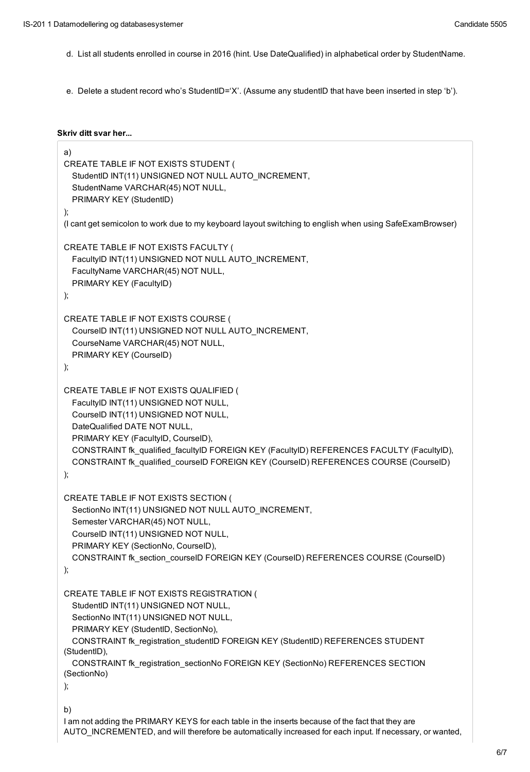d. List all students enrolled in course in 2016 (hint. Use DateQualified) in alphabetical order by StudentName.

e. Delete a student record who's StudentID='X'. (Assume any studentID that have been inserted in step 'b').

**Skriv ditt svar her...**

a)

```
CREATE TABLE IF NOT EXISTS STUDENT (
   StudentID INT(11) UNSIGNED NOT NULL AUTO_INCREMENT,
   StudentName VARCHAR(45) NOT NULL,
   PRIMARY KEY (StudentID)
);
```

(I cant get semicolon to work due to my keyboard layout switching to english when using SafeExamBrowser)

```
CREATE TABLE IF NOT EXISTS FACULTY (
   FacultyID INT(11) UNSIGNED NOT NULL AUTO_INCREMENT,
   FacultyName VARCHAR(45) NOT NULL,
   PRIMARY KEY (FacultyID)
);

CREATE TABLE IF NOT EXISTS COURSE (
   CourseID INT(11) UNSIGNED NOT NULL AUTO_INCREMENT,
   CourseName VARCHAR(45) NOT NULL,
   PRIMARY KEY (CourseID)
);

CREATE TABLE IF NOT EXISTS QUALIFIED (
   FacultyID INT(11) UNSIGNED NOT NULL,
   CourseID INT(11) UNSIGNED NOT NULL,
   DateQualified DATE NOT NULL,
   PRIMARY KEY (FacultyID, CourseID),
   CONSTRAINT fk_qualified_facultyID FOREIGN KEY (FacultyID) REFERENCES FACULTY (FacultyID),
   CONSTRAINT fk_qualified_courseID FOREIGN KEY (CourseID) REFERENCES COURSE (CourseID)
);

CREATE TABLE IF NOT EXISTS SECTION (
   SectionNo INT(11) UNSIGNED NOT NULL AUTO_INCREMENT,
   Semester VARCHAR(45) NOT NULL,
   CourseID INT(11) UNSIGNED NOT NULL,
   PRIMARY KEY (SectionNo, CourseID),
   CONSTRAINT fk_section_courseID FOREIGN KEY (CourseID) REFERENCES COURSE (CourseID)
);

CREATE TABLE IF NOT EXISTS REGISTRATION (
   StudentID INT(11) UNSIGNED NOT NULL,
   SectionNo INT(11) UNSIGNED NOT NULL,
   PRIMARY KEY (StudentID, SectionNo),
   CONSTRAINT fk_registration_studentID FOREIGN KEY (StudentID) REFERENCES STUDENT
(StudentID),
   CONSTRAINT fk_registration_sectionNo FOREIGN KEY (SectionNo) REFERENCES SECTION
(SectionNo)
);
```

b)

I am not adding the PRIMARY KEYS for each table in the inserts because of the fact that they are AUTO_INCREMENTED, and will therefore be automatically increased for each input. If necessary, or wanted,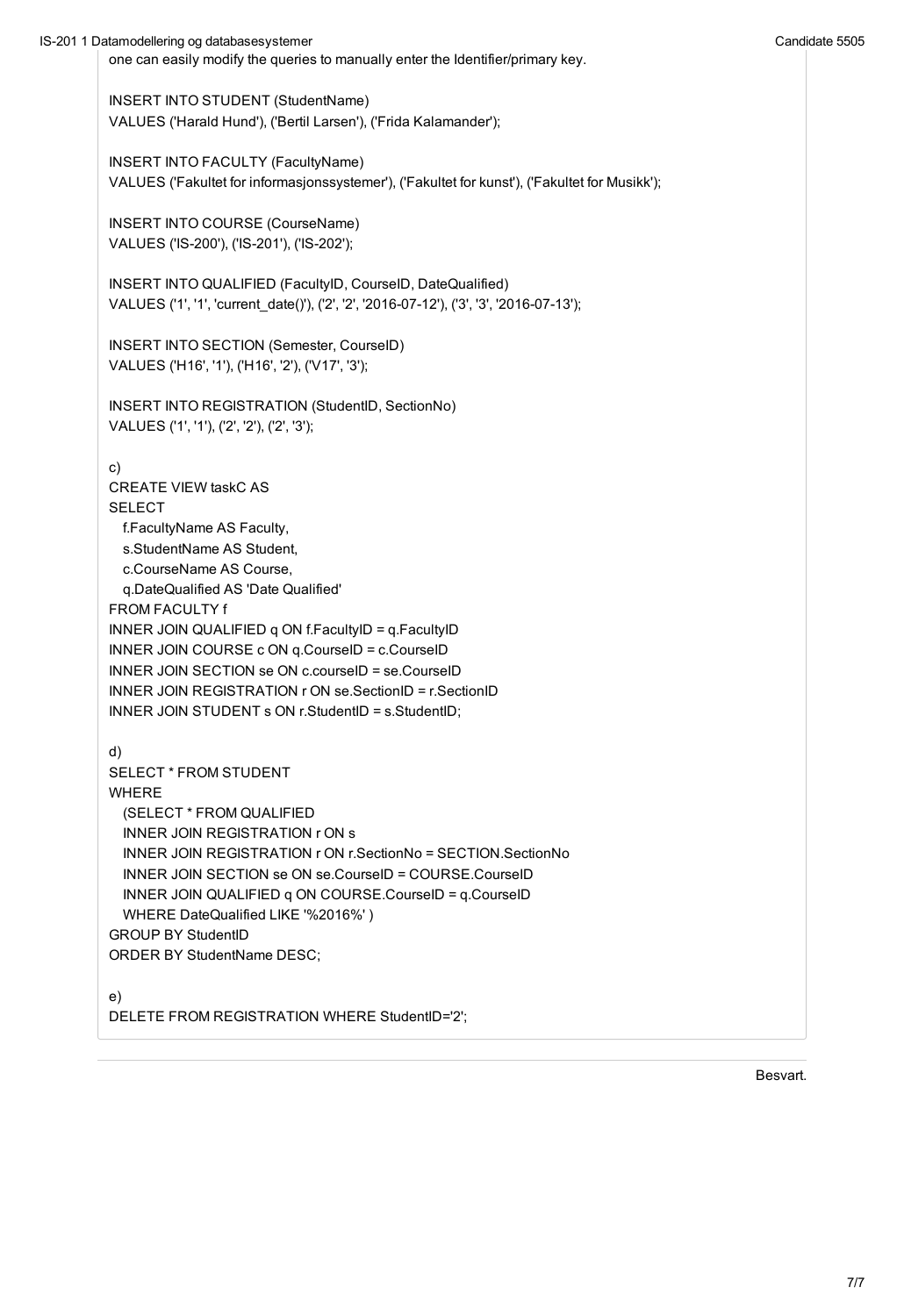one can easily modify the queries to manually enter the Identifier/primary key.

```
INSERT INTO STUDENT (StudentName)
VALUES ('Harald Hund'), ('Bertil Larsen'), ('Frida Kalamander');

INSERT INTO FACULTY (FacultyName)
VALUES ('Fakultet for informasjonssystemer'), ('Fakultet for kunst'), ('Fakultet for Musikk');

INSERT INTO COURSE (CourseName)
VALUES ('IS-200'), ('IS-201'), ('IS-202');

INSERT INTO QUALIFIED (FacultyID, CourseID, DateQualified)
VALUES ('1', '1', 'current_date()'), ('2', '2', '2016-07-12'), ('3', '3', '2016-07-13');

INSERT INTO SECTION (Semester, CourseID)
VALUES ('H16', '1'), ('H16', '2'), ('V17', '3');

INSERT INTO REGISTRATION (StudentID, SectionNo)
VALUES ('1', '1'), ('2', '2'), ('2', '3');
```

c)

```
CREATE VIEW taskC AS
SELECT
  f.FacultyName AS Faculty,
  s.StudentName AS Student,
  c.CourseName AS Course,
  q.DateQualified AS 'Date Qualified'
FROM FACULTY f
INNER JOIN QUALIFIED q ON f.FacultyID = q.FacultyID
INNER JOIN COURSE c ON q.CourseID = c.CourseID
INNER JOIN SECTION se ON c.courseID = se.CourseID
INNER JOIN REGISTRATION r ON se.SectionID = r.SectionID
INNER JOIN STUDENT s ON r.StudentID = s.StudentID;
```

d)

```
SELECT * FROM STUDENT
WHERE
  (SELECT * FROM QUALIFIED
  INNER JOIN REGISTRATION r ON s
  INNER JOIN REGISTRATION r ON r.SectionNo = SECTION.SectionNo
  INNER JOIN SECTION se ON se.CourseID = COURSE.CourseID
  INNER JOIN QUALIFIED q ON COURSE.CourseID = q.CourseID
  WHERE DateQualified LIKE '%2016%' )
GROUP BY StudentID
ORDER BY StudentName DESC;
```

e)

```
DELETE FROM REGISTRATION WHERE StudentID='2';
```

Besvart.